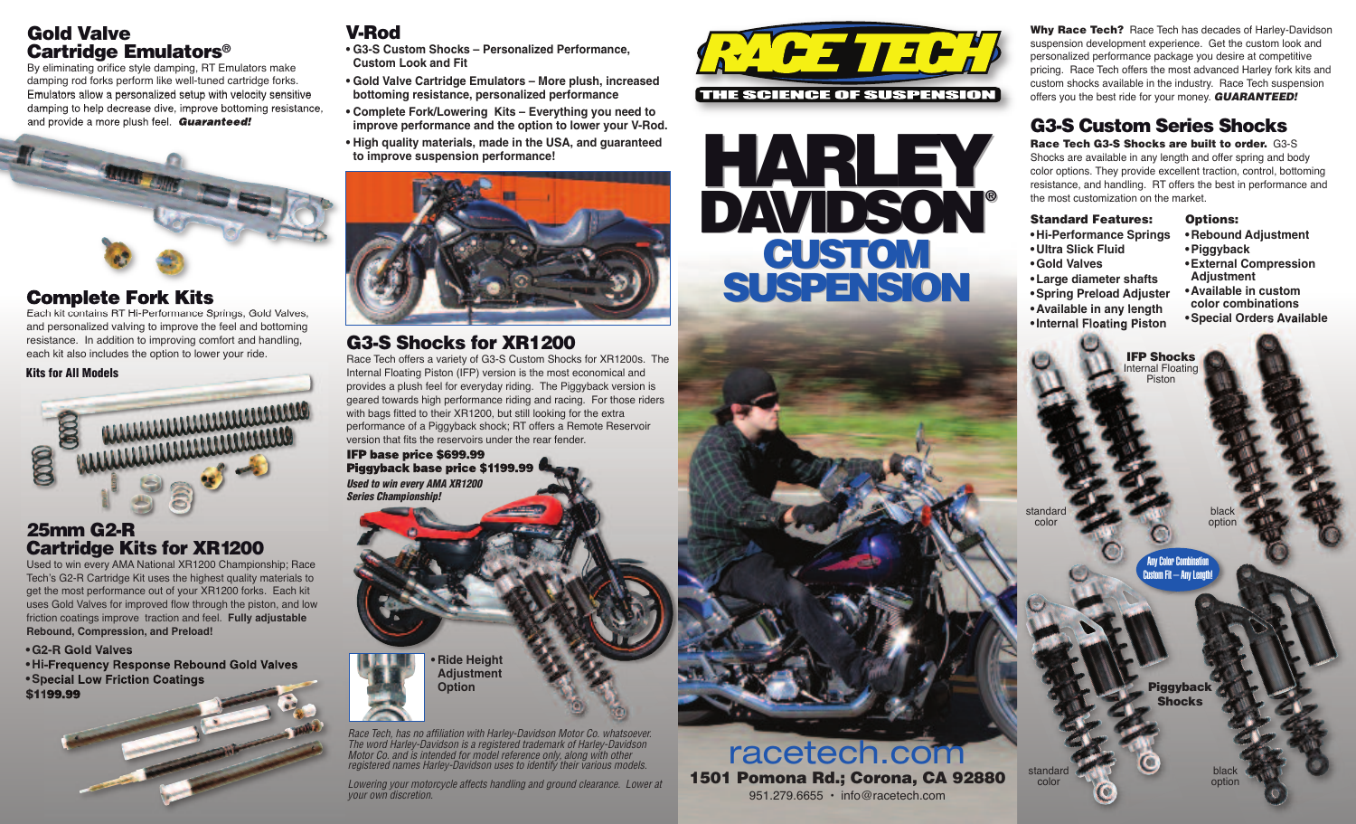## Gold Valve Cartridge Emulators®

By eliminating orifice style damping, RT Emulators make damping rod forks perform like well-tuned cartridge forks. Emulators allow a personalized setup with velocity sensitive damping to help decrease dive, improve bottoming resistance, and provide a more plush feel. ***Guaranteed!***

## Complete Fork Kits

Each kit contains RT Hi-Performance Springs, Gold Valves, and personalized valving to improve the feel and bottoming resistance. In addition to improving comfort and handling, each kit also includes the option to lower your ride.

**Kits for All Models**

## 25mm G2-R Cartridge Kits for XR1200

Used to win every AMA National XR1200 Championship; Race Tech's G2-R Cartridge Kit uses the highest quality materials to get the most performance out of your XR1200 forks. Each kit uses Gold Valves for improved flow through the piston, and low friction coatings improve traction and feel. **Fully adjustable Rebound, Compression, and Preload!**

- **G2-R Gold Valves**
- **Hi-Frequency Response Rebound Gold Valves**
- **Special Low Friction Coatings**

**$1199.99**

## V-Rod

- **G3-S Custom Shocks – Personalized Performance, Custom Look and Fit**
- **Gold Valve Cartridge Emulators – More plush, increased bottoming resistance, personalized performance**
- **Complete Fork/Lowering Kits – Everything you need to improve performance and the option to lower your V-Rod.**
- **High quality materials, made in the USA, and guaranteed to improve suspension performance!**

## G3-S Shocks for XR1200

Race Tech offers a variety of G3-S Custom Shocks for XR1200s. The Internal Floating Piston (IFP) version is the most economical and provides a plush feel for everyday riding. The Piggyback version is geared towards high performance riding and racing. For those riders with bags fitted to their XR1200, but still looking for the extra performance of a Piggyback shock; RT offers a Remote Reservoir version that fits the reservoirs under the rear fender.

**IFP base price $699.99**
**Piggyback base price $1199.99**
***Used to win every AMA XR1200 Series Championship!***

- **Ride Height Adjustment Option**

*Race Tech. has no affiliation with Harley-Davidson Motor Co. whatsoever. The word Harley-Davidson is a registered trademark of Harley-Davidson Motor Co. and is intended for model reference only, along with other registered names Harley-Davidson uses to identify their various models.*

*Lowering your motorcycle affects handling and ground clearance. Lower at your own discretion.*

# RACE TECH
**THE SCIENCE OF SUSPENSION**

# HARLEY DAVIDSON® CUSTOM SUSPENSION

racetech.com
**1501 Pomona Rd.; Corona, CA 92880**
951.279.6655 • info@racetech.com

**Why Race Tech?** Race Tech has decades of Harley-Davidson suspension development experience. Get the custom look and personalized performance package you desire at competitive pricing. Race Tech offers the most advanced Harley fork kits and custom shocks available in the industry. Race Tech suspension offers you the best ride for your money. ***GUARANTEED!***

## G3-S Custom Series Shocks

**Race Tech G3-S Shocks are built to order.** G3-S Shocks are available in any length and offer spring and body color options. They provide excellent traction, control, bottoming resistance, and handling. RT offers the best in performance and the most customization on the market.

**Standard Features:**
- **Hi-Performance Springs**
- **Ultra Slick Fluid**
- **Gold Valves**
- **Large diameter shafts**
- **Spring Preload Adjuster**
- **Available in any length**
- **Internal Floating Piston**

**Options:**
- **Rebound Adjustment**
- **Piggyback**
- **External Compression Adjustment**
- **Available in custom color combinations**
- **Special Orders Available**

**IFP Shocks**
Internal Floating Piston

standard color — black option

**Any Color Combination Custom Fit – Any Length!**

**Piggyback Shocks**

standard color — black option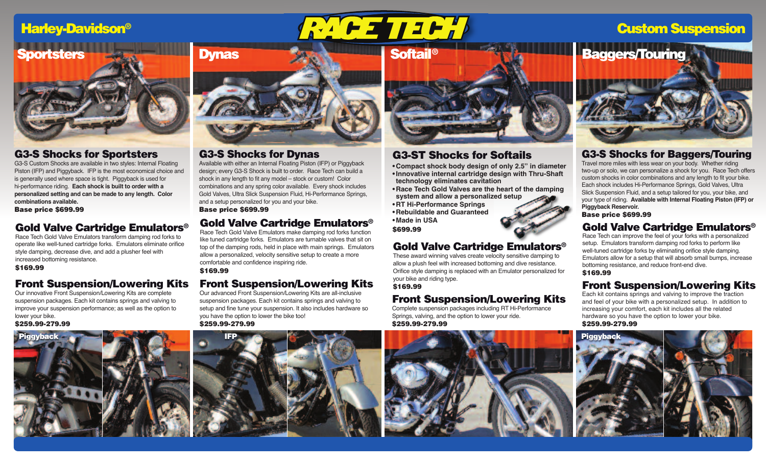# Harley-Davidson® RACE TECH Custom Suspension

## Sportsters

### G3-S Shocks for Sportsters

G3-S Custom Shocks are available in two styles: Internal Floating Piston (IFP) and Piggyback. IFP is the most economical choice and is generally used where space is tight. Piggyback is used for hi-performance riding. **Each shock is built to order with a personalized setting and can be made to any length. Color combinations available.**

**Base price $699.99**

### Gold Valve Cartridge Emulators®

Race Tech Gold Valve Emulators transform damping rod forks to operate like well-tuned cartridge forks. Emulators eliminate orifice style damping, decrease dive, and add a plusher feel with increased bottoming resistance.

**$169.99**

### Front Suspension/Lowering Kits

Our innovative Front Suspension/Lowering Kits are complete suspension packages. Each kit contains springs and valving to improve your suspension performance; as well as the option to lower your bike.

**$259.99-279.99**

Piggyback

## Dynas

### G3-S Shocks for Dynas

Available with either an Internal Floating Piston (IFP) or Piggyback design; every G3-S Shock is built to order. Race Tech can build a shock in any length to fit any model – stock or custom! Color combinations and any spring color available. Every shock includes Gold Valves, Ultra Slick Suspension Fluid, Hi-Performance Springs, and a setup personalized for you and your bike.

**Base price $699.99**

### Gold Valve Cartridge Emulators®

Race Tech Gold Valve Emulators make damping rod forks function like tuned cartridge forks. Emulators are turnable valves that sit on top of the damping rods, held in place with main springs. Emulators allow a personalized, velocity sensitive setup to create a more comfortable and confidence inspiring ride.

**$169.99**

### Front Suspension/Lowering Kits

Our advanced Front Suspension/Lowering Kits are all-inclusive suspension packages. Each kit contains springs and valving to setup and fine tune your suspension. It also includes hardware so you have the option to lower the bike too!

**$259.99-279.99**

IFP

## Softail®

### G3-ST Shocks for Softails

- **Compact shock body design of only 2.5" in diameter**
- **Innovative internal cartridge design with Thru-Shaft technology eliminates cavitation**
- **Race Tech Gold Valves are the heart of the damping system and allow a personalized setup**
- **RT Hi-Performance Springs**
- **Rebuildable and Guaranteed**
- **Made in USA**

**$699.99**

### Gold Valve Cartridge Emulators®

These award winning valves create velocity sensitive damping to allow a plush feel with increased bottoming and dive resistance. Orifice style damping is replaced with an Emulator personalized for your bike and riding type.

**$169.99**

### Front Suspension/Lowering Kits

Complete suspension packages including RT Hi-Performance Springs, valving, and the option to lower your ride.

**$259.99-279.99**

## Baggers/Touring

### G3-S Shocks for Baggers/Touring

Travel more miles with less wear on your body. Whether riding two-up or solo, we can personalize a shock for you. Race Tech offers custom shocks in color combinations and any length to fit your bike. Each shock includes Hi-Performance Springs, Gold Valves, Ultra Slick Suspension Fluid, and a setup tailored for you, your bike, and your type of riding. **Available with Internal Floating Piston (IFP) or Piggyback Reservoir.**

**Base price $699.99**

### Gold Valve Cartridge Emulators®

Race Tech can improve the feel of your forks with a personalized setup. Emulators transform damping rod forks to perform like well-tuned cartridge forks by eliminating orifice style damping. Emulators allow for a setup that will absorb small bumps, increase bottoming resistance, and reduce front-end dive.

**$169.99**

### Front Suspension/Lowering Kits

Each kit contains springs and valving to improve the traction and feel of your bike with a personalized setup. In addition to increasing your comfort, each kit includes all the related hardware so you have the option to lower your bike.

**$259.99-279.99**

Piggyback